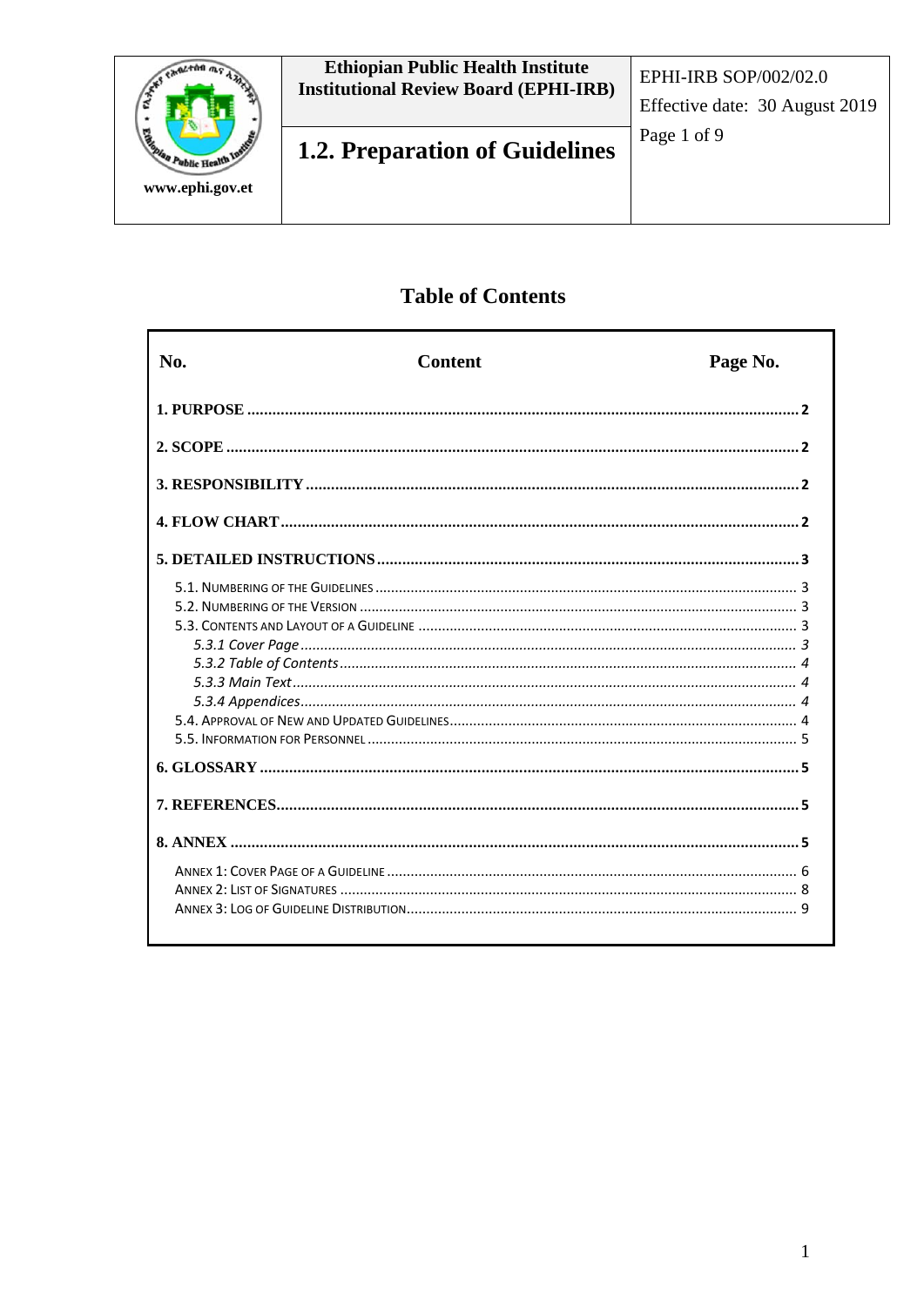| | | |
|---|---|---|
| www.ephi.gov.et | **Ethiopian Public Health Institute Institutional Review Board (EPHI-IRB)** | EPHI-IRB SOP/002/02.0 Effective date: 30 August 2019 |
| | **1.2. Preparation of Guidelines** | Page 1 of 9 |

# Table of Contents

| No. | Content | Page No. |
|---|---|---|
| **1. PURPOSE** | | **2** |
| **2. SCOPE** | | **2** |
| **3. RESPONSIBILITY** | | **2** |
| **4. FLOW CHART** | | **2** |
| **5. DETAILED INSTRUCTIONS** | | **3** |
| 5.1. Numbering of the Guidelines | | 3 |
| 5.2. Numbering of the Version | | 3 |
| 5.3. Contents and Layout of a Guideline | | 3 |
| *5.3.1 Cover Page* | | *3* |
| *5.3.2 Table of Contents* | | *4* |
| *5.3.3 Main Text* | | *4* |
| *5.3.4 Appendices* | | *4* |
| 5.4. Approval of New and Updated Guidelines | | 4 |
| 5.5. Information for Personnel | | 5 |
| **6. GLOSSARY** | | **5** |
| **7. REFERENCES** | | **5** |
| **8. ANNEX** | | **5** |
| Annex 1: Cover Page of a Guideline | | 6 |
| Annex 2: List of Signatures | | 8 |
| Annex 3: Log of Guideline Distribution | | 9 |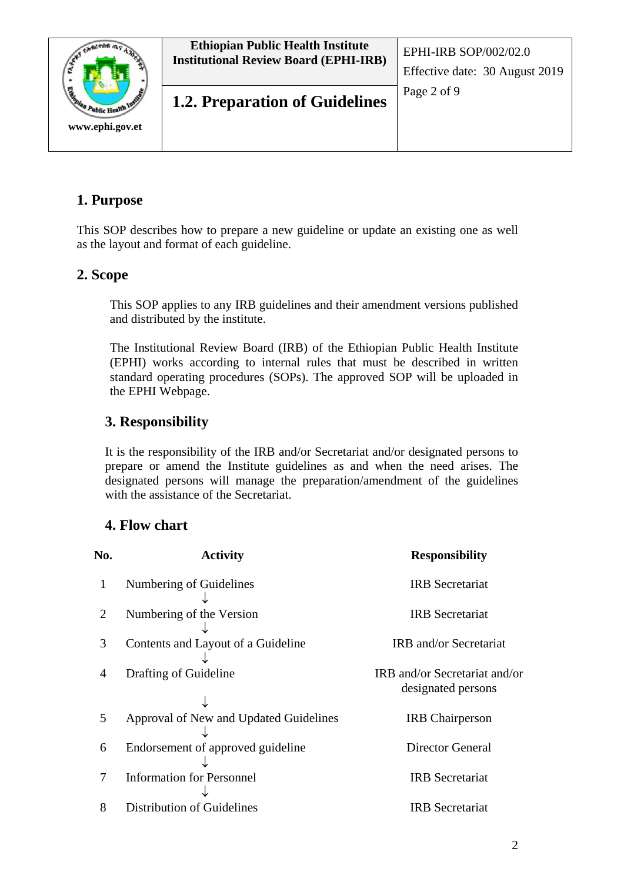## 1. Purpose

This SOP describes how to prepare a new guideline or update an existing one as well as the layout and format of each guideline.

## 2. Scope

This SOP applies to any IRB guidelines and their amendment versions published and distributed by the institute.

The Institutional Review Board (IRB) of the Ethiopian Public Health Institute (EPHI) works according to internal rules that must be described in written standard operating procedures (SOPs). The approved SOP will be uploaded in the EPHI Webpage.

## 3. Responsibility

It is the responsibility of the IRB and/or Secretariat and/or designated persons to prepare or amend the Institute guidelines as and when the need arises. The designated persons will manage the preparation/amendment of the guidelines with the assistance of the Secretariat.

## 4. Flow chart

| No. | Activity | Responsibility |
|---|---|---|
| 1 | Numbering of Guidelines ↓ | IRB Secretariat |
| 2 | Numbering of the Version ↓ | IRB Secretariat |
| 3 | Contents and Layout of a Guideline ↓ | IRB and/or Secretariat |
| 4 | Drafting of Guideline ↓ | IRB and/or Secretariat and/or designated persons |
| 5 | Approval of New and Updated Guidelines ↓ | IRB Chairperson |
| 6 | Endorsement of approved guideline ↓ | Director General |
| 7 | Information for Personnel ↓ | IRB Secretariat |
| 8 | Distribution of Guidelines | IRB Secretariat |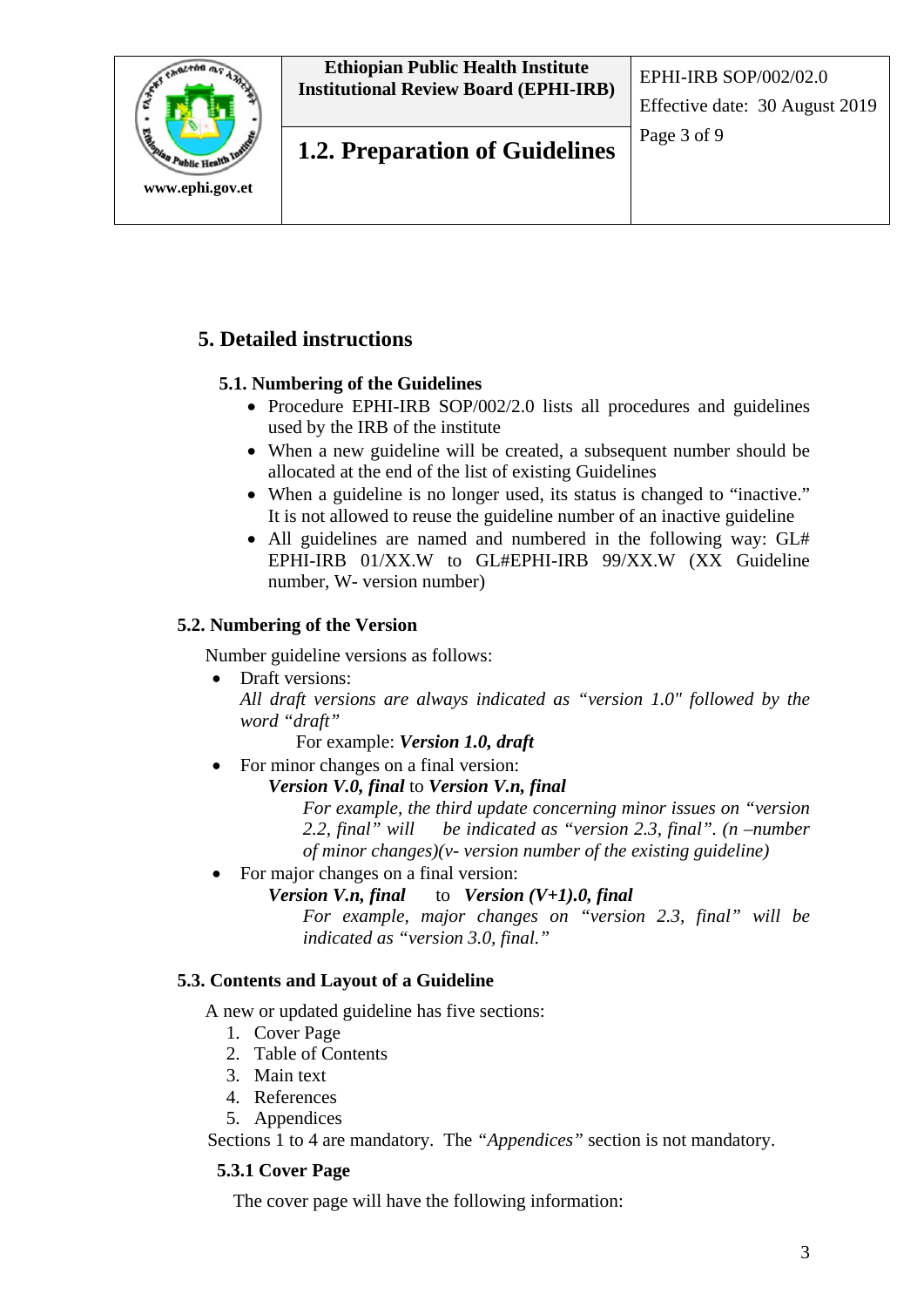## 5. Detailed instructions

### 5.1. Numbering of the Guidelines

- Procedure EPHI-IRB SOP/002/2.0 lists all procedures and guidelines used by the IRB of the institute
- When a new guideline will be created, a subsequent number should be allocated at the end of the list of existing Guidelines
- When a guideline is no longer used, its status is changed to "inactive." It is not allowed to reuse the guideline number of an inactive guideline
- All guidelines are named and numbered in the following way: GL# EPHI-IRB 01/XX.W to GL#EPHI-IRB 99/XX.W (XX Guideline number, W- version number)

### 5.2. Numbering of the Version

Number guideline versions as follows:

- Draft versions:
  *All draft versions are always indicated as "version 1.0" followed by the word "draft"*
  For example: ***Version 1.0, draft***
- For minor changes on a final version:
  ***Version V.0, final*** to ***Version V.n, final***
  *For example, the third update concerning minor issues on "version 2.2, final" will be indicated as "version 2.3, final". (n –number of minor changes)(v- version number of the existing guideline)*
- For major changes on a final version:
  ***Version V.n, final*** to ***Version (V+1).0, final***
  *For example, major changes on "version 2.3, final" will be indicated as "version 3.0, final."*

### 5.3. Contents and Layout of a Guideline

A new or updated guideline has five sections:

1. Cover Page
2. Table of Contents
3. Main text
4. References
5. Appendices

Sections 1 to 4 are mandatory. The *"Appendices"* section is not mandatory.

#### 5.3.1 Cover Page

The cover page will have the following information: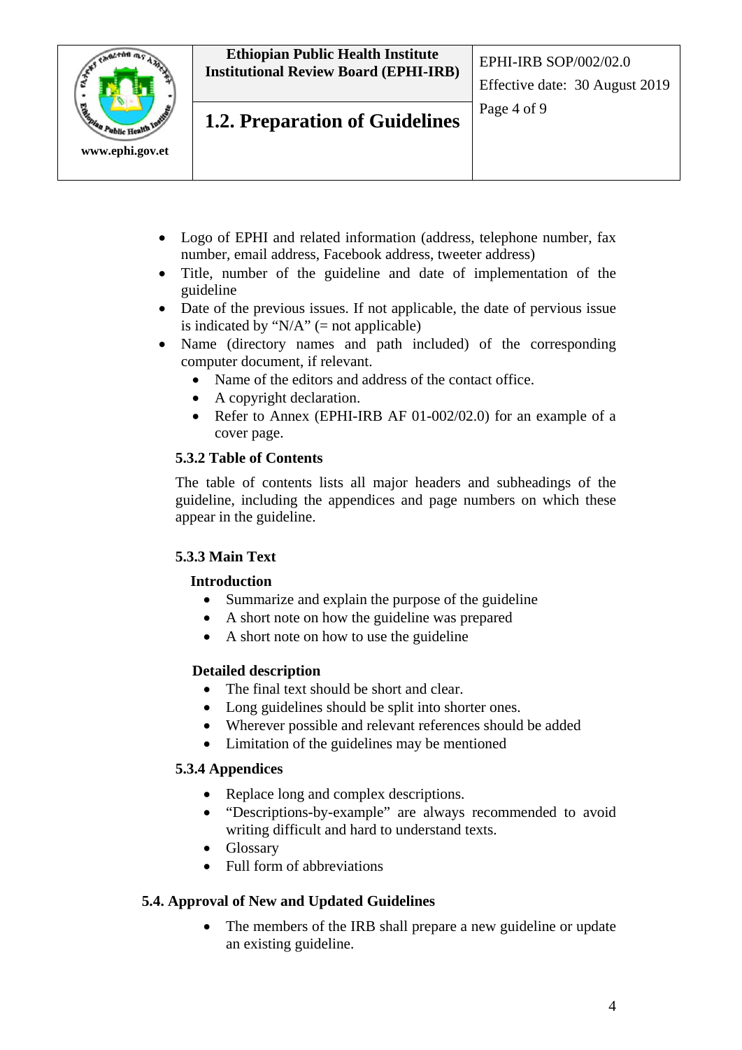- Logo of EPHI and related information (address, telephone number, fax number, email address, Facebook address, tweeter address)
- Title, number of the guideline and date of implementation of the guideline
- Date of the previous issues. If not applicable, the date of pervious issue is indicated by “N/A” (= not applicable)
- Name (directory names and path included) of the corresponding computer document, if relevant.
  - Name of the editors and address of the contact office.
  - A copyright declaration.
  - Refer to Annex (EPHI-IRB AF 01-002/02.0) for an example of a cover page.

### 5.3.2 Table of Contents

The table of contents lists all major headers and subheadings of the guideline, including the appendices and page numbers on which these appear in the guideline.

### 5.3.3 Main Text

**Introduction**

- Summarize and explain the purpose of the guideline
- A short note on how the guideline was prepared
- A short note on how to use the guideline

**Detailed description**

- The final text should be short and clear.
- Long guidelines should be split into shorter ones.
- Wherever possible and relevant references should be added
- Limitation of the guidelines may be mentioned

### 5.3.4 Appendices

- Replace long and complex descriptions.
- “Descriptions-by-example” are always recommended to avoid writing difficult and hard to understand texts.
- Glossary
- Full form of abbreviations

## 5.4. Approval of New and Updated Guidelines

- The members of the IRB shall prepare a new guideline or update an existing guideline.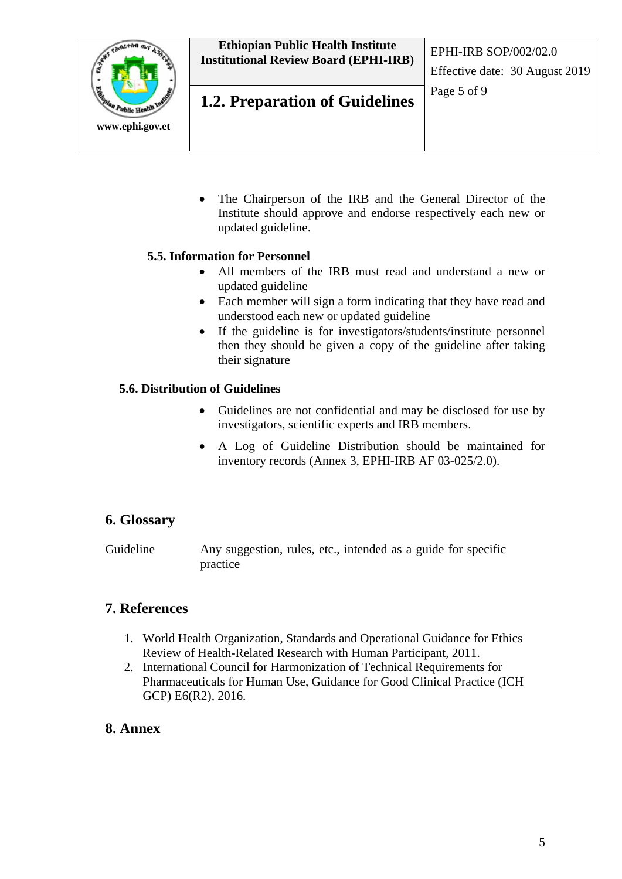- The Chairperson of the IRB and the General Director of the Institute should approve and endorse respectively each new or updated guideline.

### 5.5. Information for Personnel

- All members of the IRB must read and understand a new or updated guideline
- Each member will sign a form indicating that they have read and understood each new or updated guideline
- If the guideline is for investigators/students/institute personnel then they should be given a copy of the guideline after taking their signature

### 5.6. Distribution of Guidelines

- Guidelines are not confidential and may be disclosed for use by investigators, scientific experts and IRB members.
- A Log of Guideline Distribution should be maintained for inventory records (Annex 3, EPHI-IRB AF 03-025/2.0).

## 6. Glossary

| | |
|---|---|
| Guideline | Any suggestion, rules, etc., intended as a guide for specific practice |

## 7. References

1. World Health Organization, Standards and Operational Guidance for Ethics Review of Health-Related Research with Human Participant, 2011.
2. International Council for Harmonization of Technical Requirements for Pharmaceuticals for Human Use, Guidance for Good Clinical Practice (ICH GCP) E6(R2), 2016.

## 8. Annex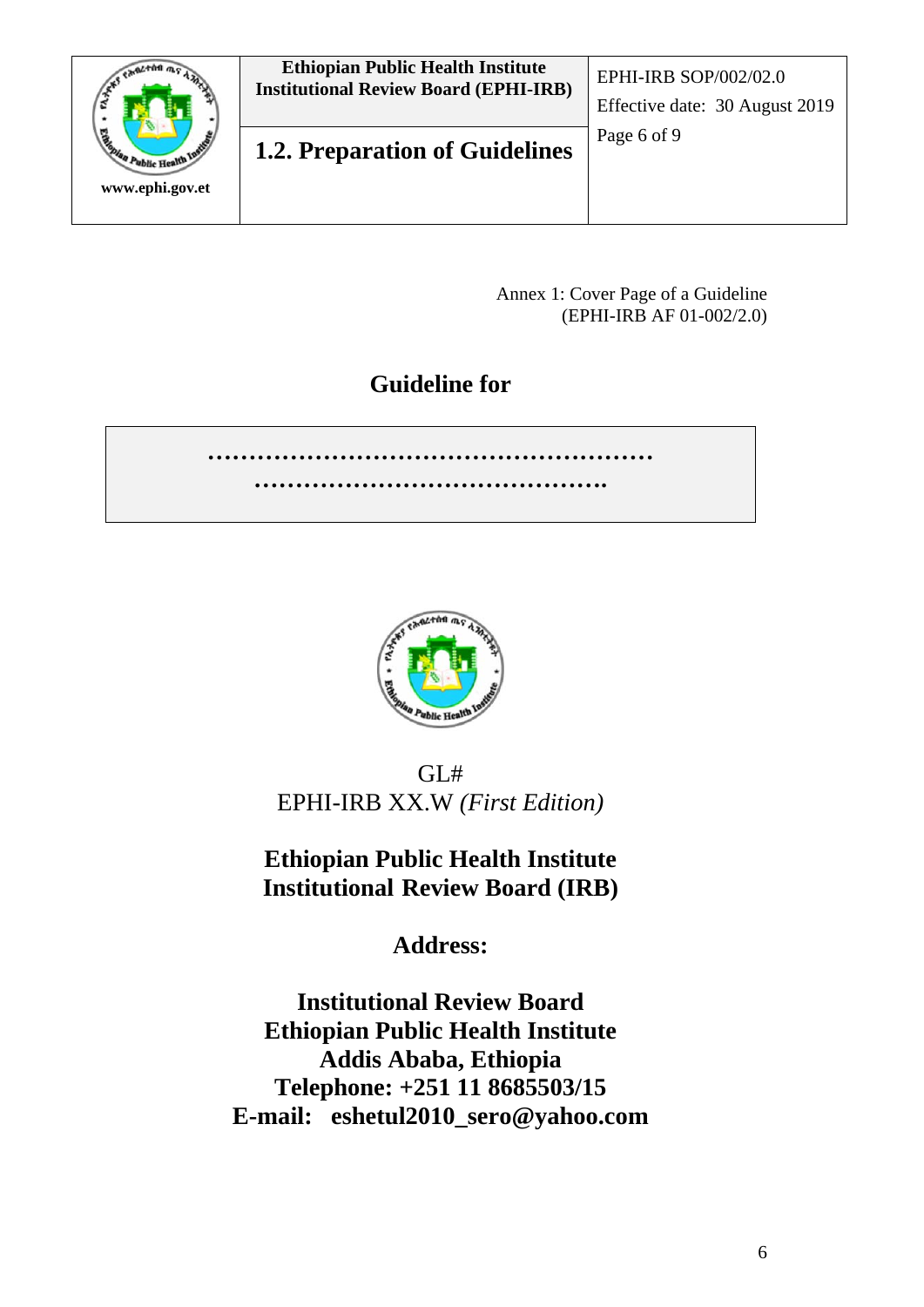Annex 1: Cover Page of a Guideline
(EPHI-IRB AF 01-002/2.0)

# Guideline for

**………………………………………………**
**…………………………………….**

GL#
EPHI-IRB XX.W *(First Edition)*

**Ethiopian Public Health Institute**
**Institutional Review Board (IRB)**

**Address:**

**Institutional Review Board**
**Ethiopian Public Health Institute**
**Addis Ababa, Ethiopia**
**Telephone: +251 11 8685503/15**
**E-mail: eshetul2010_sero@yahoo.com**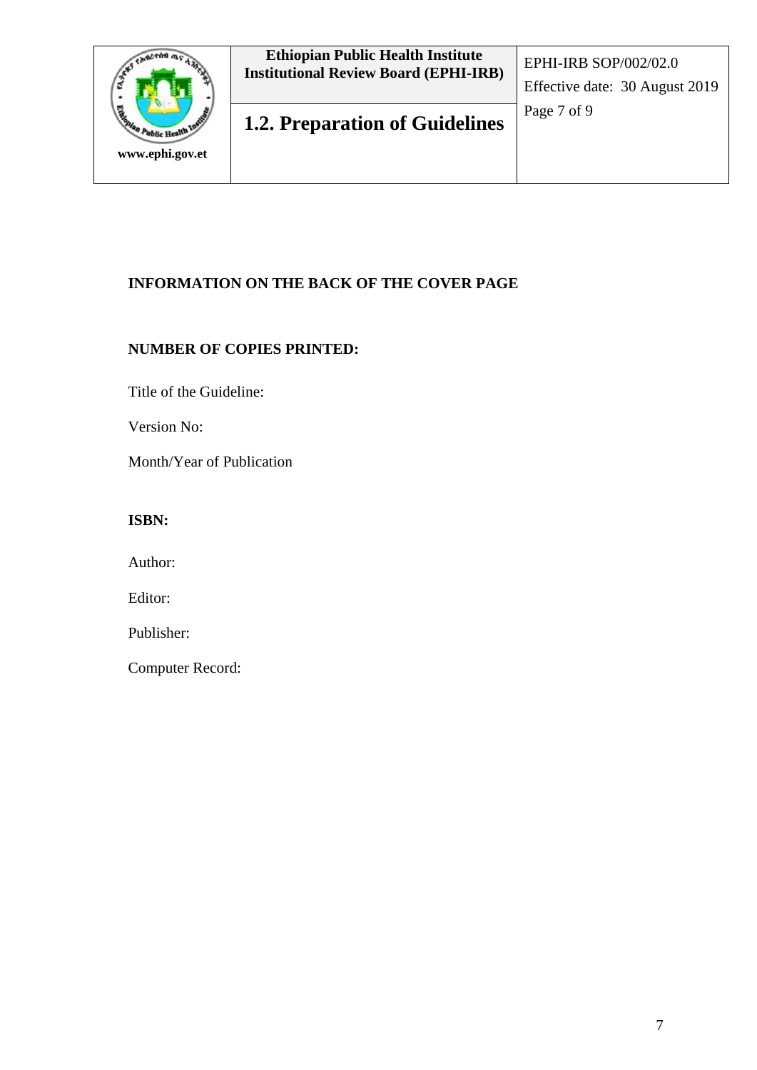**INFORMATION ON THE BACK OF THE COVER PAGE**

**NUMBER OF COPIES PRINTED:**

Title of the Guideline:

Version No:

Month/Year of Publication

**ISBN:**

Author:

Editor:

Publisher:

Computer Record: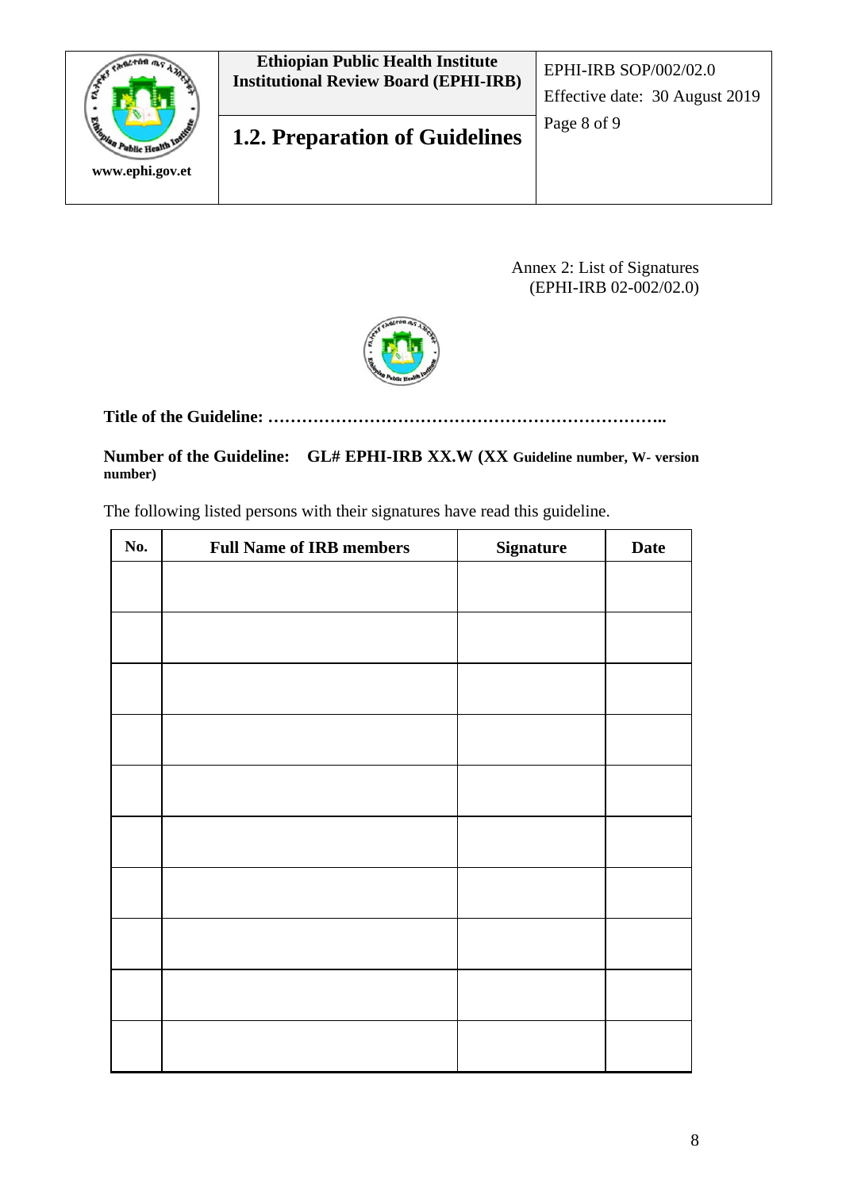Annex 2: List of Signatures
(EPHI-IRB 02-002/02.0)

**Title of the Guideline: ……………………………………………………………..**

**Number of the Guideline: GL# EPHI-IRB XX.W (XX Guideline number, W- version number)**

The following listed persons with their signatures have read this guideline.

| No. | Full Name of IRB members | Signature | Date |
|---|---|---|---|
| | | | |
| | | | |
| | | | |
| | | | |
| | | | |
| | | | |
| | | | |
| | | | |
| | | | |
| | | | |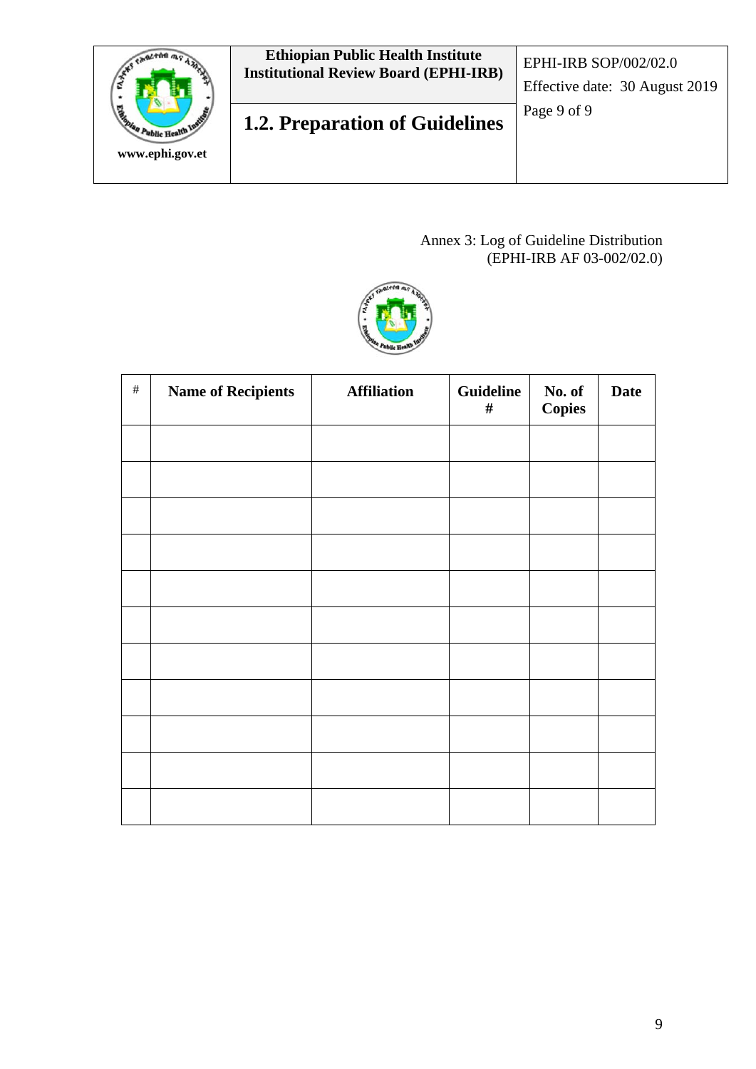Annex 3: Log of Guideline Distribution
(EPHI-IRB AF 03-002/02.0)

| # | Name of Recipients | Affiliation | Guideline # | No. of Copies | Date |
|---|---|---|---|---|---|
| | | | | | |
| | | | | | |
| | | | | | |
| | | | | | |
| | | | | | |
| | | | | | |
| | | | | | |
| | | | | | |
| | | | | | |
| | | | | | |
| | | | | | |